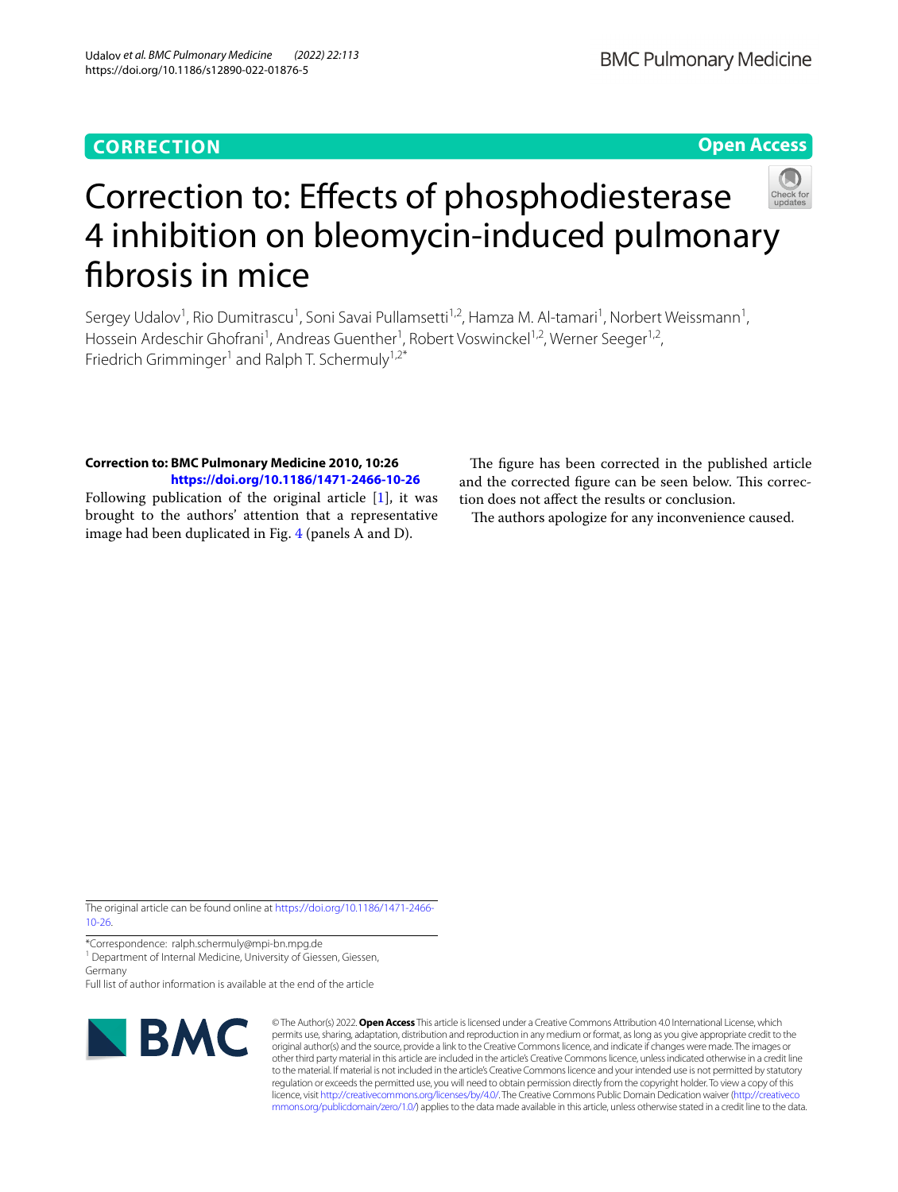**CORRECTION**

**Open Access**

# Correction to: Effects of phosphodiesterase 4 inhibition on bleomycin-induced pulmonary fibrosis in mice

Sergey Udalov[1], Rio Dumitrascu[1], Soni Savai Pullamsetti[1,2], Hamza M. Al-tamari[1], Norbert Weissmann[1], Hossein Ardeschir Ghofrani[1], Andreas Guenther[1], Robert Voswinckel[1,2], Werner Seeger[1,2], Friedrich Grimminger[1] and Ralph T. Schermuly[1,2*]

**Correction to: BMC Pulmonary Medicine 2010, 10:26**
**https://doi.org/10.1186/1471-2466-10-26**

Following publication of the original article [1], it was brought to the authors' attention that a representative image had been duplicated in Fig. 4 (panels A and D).

The figure has been corrected in the published article and the corrected figure can be seen below. This correction does not affect the results or conclusion.

The authors apologize for any inconvenience caused.

The original article can be found online at https://doi.org/10.1186/1471-2466-10-26.

*Correspondence: ralph.schermuly@mpi-bn.mpg.de
[1] Department of Internal Medicine, University of Giessen, Giessen, Germany
Full list of author information is available at the end of the article

© The Author(s) 2022. **Open Access** This article is licensed under a Creative Commons Attribution 4.0 International License, which permits use, sharing, adaptation, distribution and reproduction in any medium or format, as long as you give appropriate credit to the original author(s) and the source, provide a link to the Creative Commons licence, and indicate if changes were made. The images or other third party material in this article are included in the article's Creative Commons licence, unless indicated otherwise in a credit line to the material. If material is not included in the article's Creative Commons licence and your intended use is not permitted by statutory regulation or exceeds the permitted use, you will need to obtain permission directly from the copyright holder. To view a copy of this licence, visit http://creativecommons.org/licenses/by/4.0/. The Creative Commons Public Domain Dedication waiver (http://creativecommons.org/publicdomain/zero/1.0/) applies to the data made available in this article, unless otherwise stated in a credit line to the data.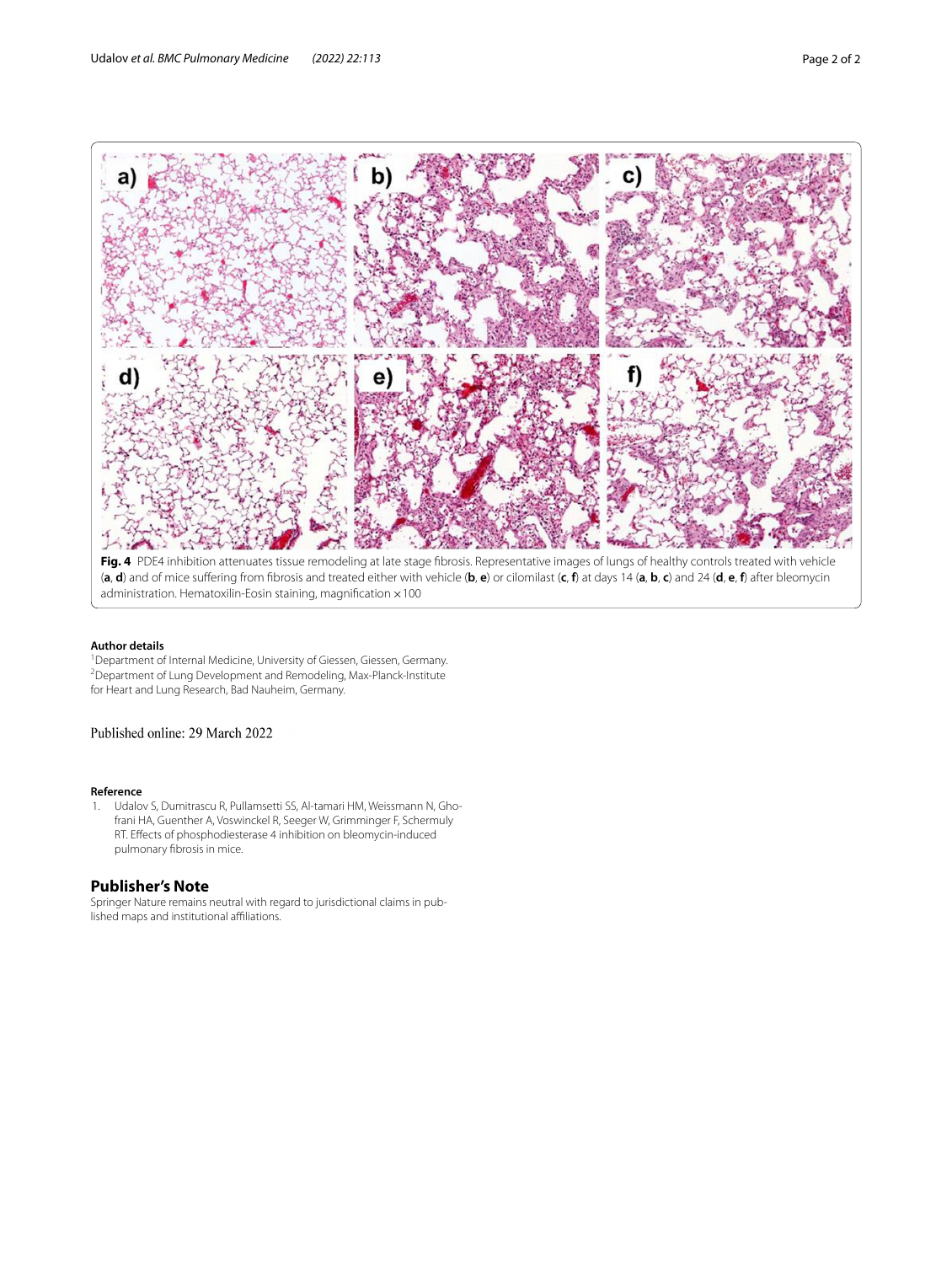a) b) c)

d) e) f)

**Fig. 4** PDE4 inhibition attenuates tissue remodeling at late stage fibrosis. Representative images of lungs of healthy controls treated with vehicle (**a**, **d**) and of mice suffering from fibrosis and treated either with vehicle (**b**, **e**) or cilomilast (**c**, **f**) at days 14 (**a**, **b**, **c**) and 24 (**d**, **e**, **f**) after bleomycin administration. Hematoxilin-Eosin staining, magnification ×100

**Author details**
[1]Department of Internal Medicine, University of Giessen, Giessen, Germany. [2]Department of Lung Development and Remodeling, Max-Planck-Institute for Heart and Lung Research, Bad Nauheim, Germany.

Published online: 29 March 2022

**Reference**

1. Udalov S, Dumitrascu R, Pullamsetti SS, Al-tamari HM, Weissmann N, Ghofrani HA, Guenther A, Voswinckel R, Seeger W, Grimminger F, Schermuly RT. Effects of phosphodiesterase 4 inhibition on bleomycin-induced pulmonary fibrosis in mice.

## Publisher's Note

Springer Nature remains neutral with regard to jurisdictional claims in published maps and institutional affiliations.